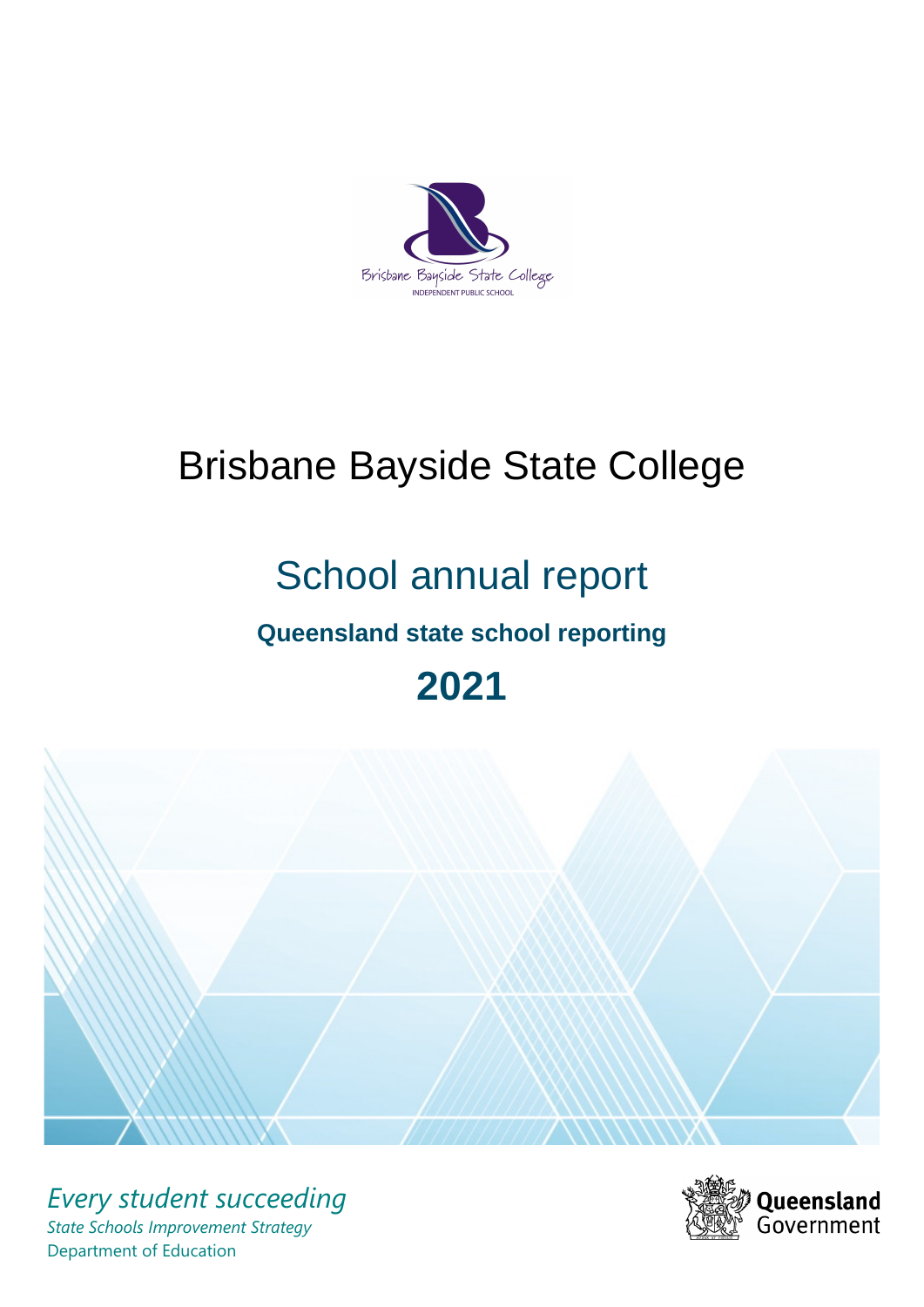# Brisbane Bayside State College

## School annual report

**Queensland state school reporting**

## 2021

*Every student succeeding*

*State Schools Improvement Strategy*

Department of Education

Queensland Government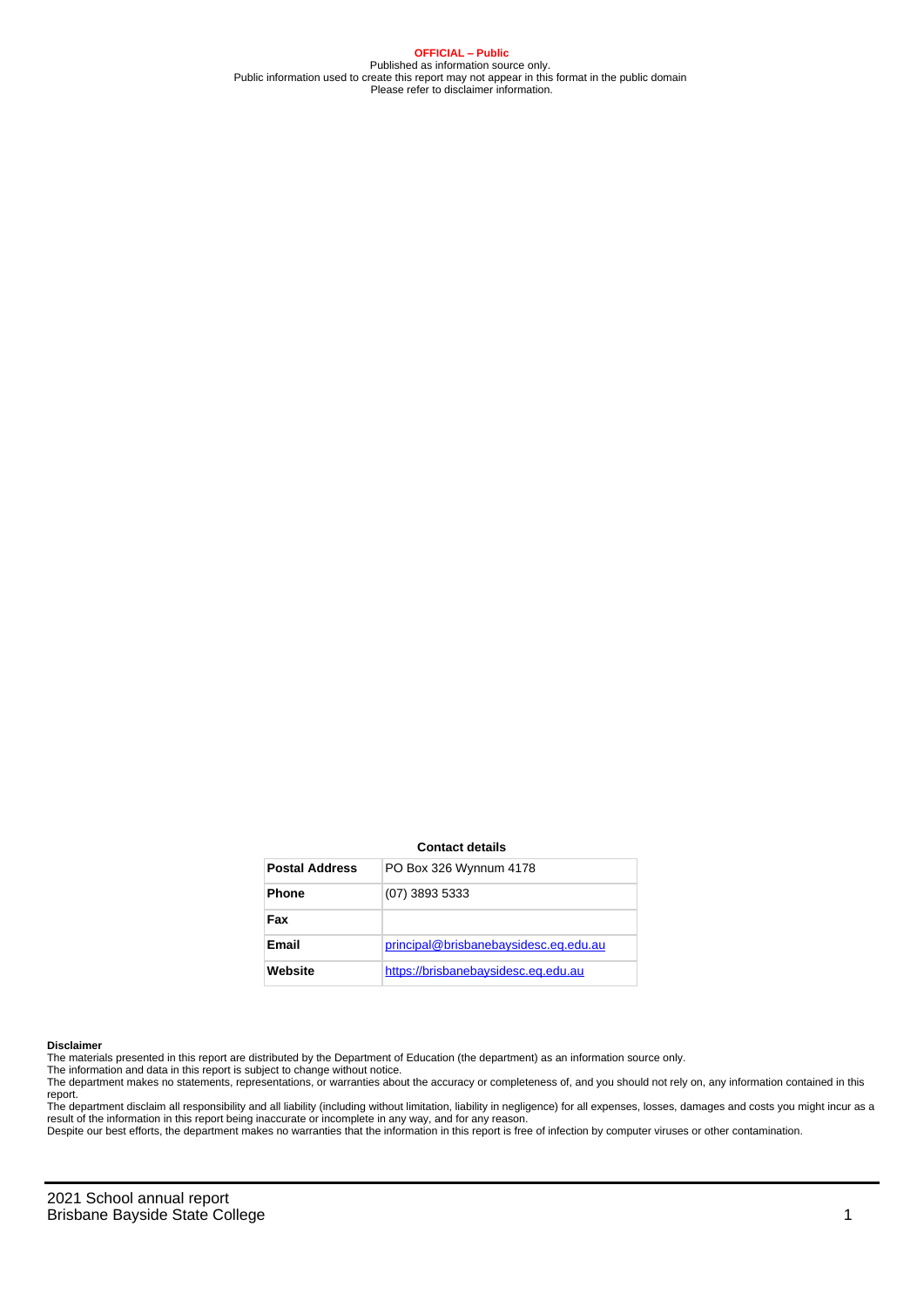**OFFICIAL – Public**
Published as information source only.
Public information used to create this report may not appear in this format in the public domain
Please refer to disclaimer information.

**Contact details**

| Postal Address | PO Box 326 Wynnum 4178 |
|---|---|
| Phone | (07) 3893 5333 |
| Fax | |
| Email | principal@brisbanebaysidesc.eq.edu.au |
| Website | https://brisbanebaysidesc.eq.edu.au |

**Disclaimer**
The materials presented in this report are distributed by the Department of Education (the department) as an information source only.
The information and data in this report is subject to change without notice.
The department makes no statements, representations, or warranties about the accuracy or completeness of, and you should not rely on, any information contained in this report.
The department disclaim all responsibility and all liability (including without limitation, liability in negligence) for all expenses, losses, damages and costs you might incur as a result of the information in this report being inaccurate or incomplete in any way, and for any reason.
Despite our best efforts, the department makes no warranties that the information in this report is free of infection by computer viruses or other contamination.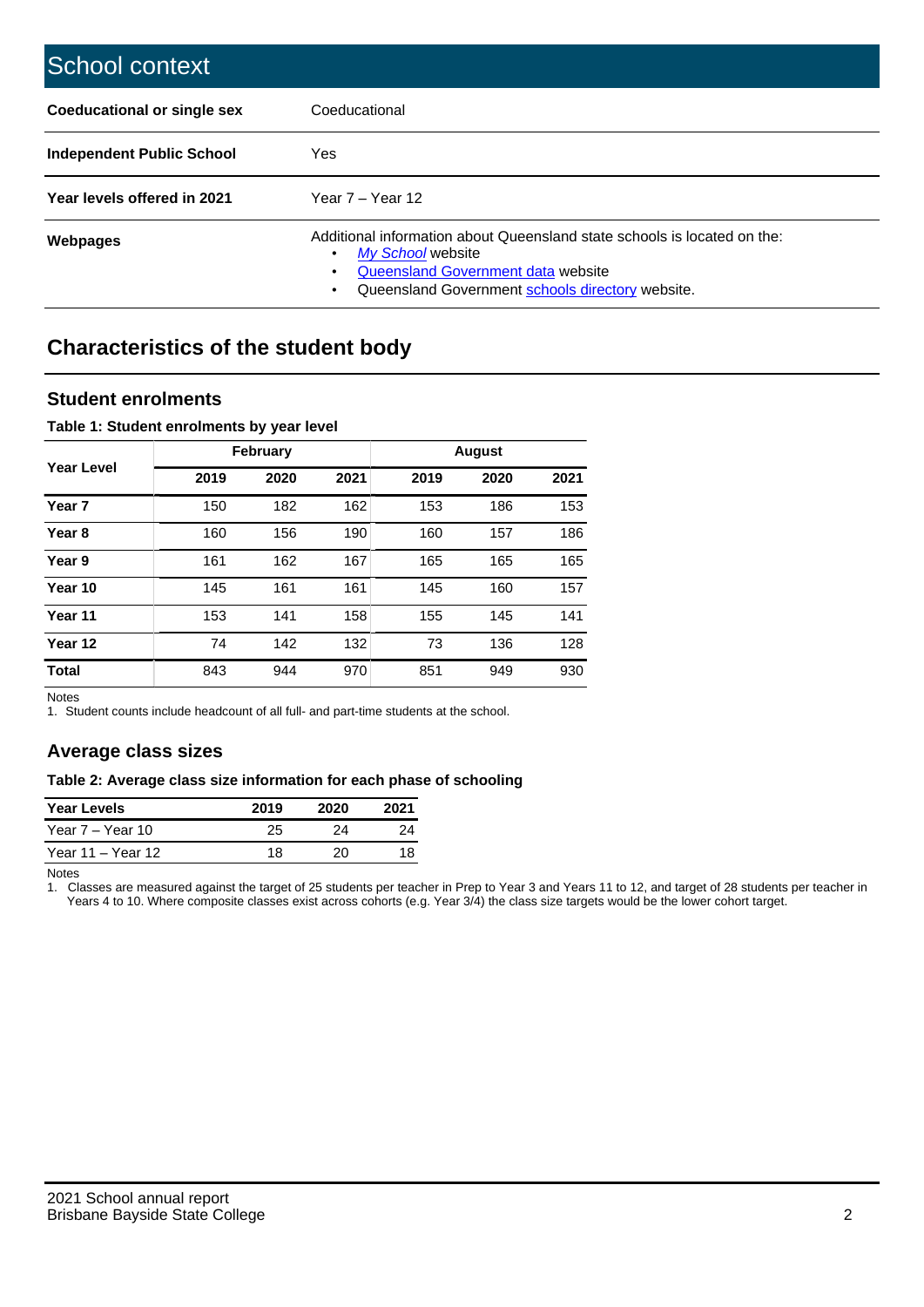# School context

| | |
|---|---|
| **Coeducational or single sex** | Coeducational |
| **Independent Public School** | Yes |
| **Year levels offered in 2021** | Year 7 – Year 12 |
| **Webpages** | Additional information about Queensland state schools is located on the: • *My School* website • Queensland Government data website • Queensland Government schools directory website. |

## Characteristics of the student body

### Student enrolments

**Table 1: Student enrolments by year level**

| Year Level | February | | | August | | |
|---|---|---|---|---|---|---|
| | 2019 | 2020 | 2021 | 2019 | 2020 | 2021 |
| **Year 7** | 150 | 182 | 162 | 153 | 186 | 153 |
| **Year 8** | 160 | 156 | 190 | 160 | 157 | 186 |
| **Year 9** | 161 | 162 | 167 | 165 | 165 | 165 |
| **Year 10** | 145 | 161 | 161 | 145 | 160 | 157 |
| **Year 11** | 153 | 141 | 158 | 155 | 145 | 141 |
| **Year 12** | 74 | 142 | 132 | 73 | 136 | 128 |
| **Total** | 843 | 944 | 970 | 851 | 949 | 930 |

Notes
1. Student counts include headcount of all full- and part-time students at the school.

### Average class sizes

**Table 2: Average class size information for each phase of schooling**

| Year Levels | 2019 | 2020 | 2021 |
|---|---|---|---|
| Year 7 – Year 10 | 25 | 24 | 24 |
| Year 11 – Year 12 | 18 | 20 | 18 |

Notes
1. Classes are measured against the target of 25 students per teacher in Prep to Year 3 and Years 11 to 12, and target of 28 students per teacher in Years 4 to 10. Where composite classes exist across cohorts (e.g. Year 3/4) the class size targets would be the lower cohort target.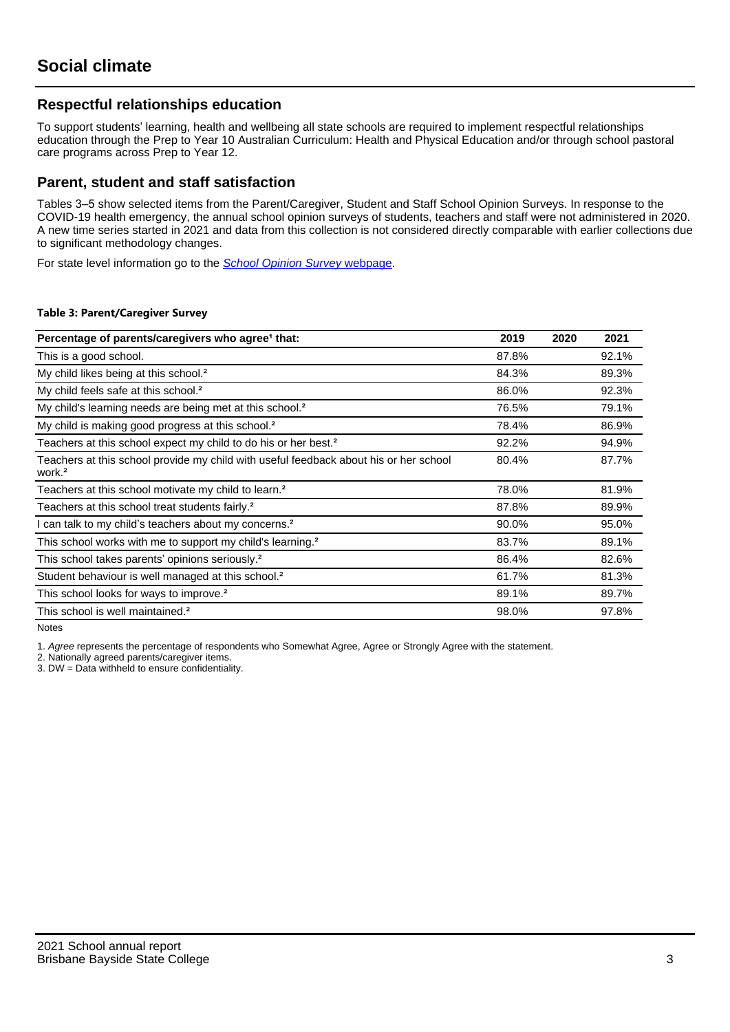# Social climate

## Respectful relationships education

To support students' learning, health and wellbeing all state schools are required to implement respectful relationships education through the Prep to Year 10 Australian Curriculum: Health and Physical Education and/or through school pastoral care programs across Prep to Year 12.

## Parent, student and staff satisfaction

Tables 3–5 show selected items from the Parent/Caregiver, Student and Staff School Opinion Surveys. In response to the COVID-19 health emergency, the annual school opinion surveys of students, teachers and staff were not administered in 2020. A new time series started in 2021 and data from this collection is not considered directly comparable with earlier collections due to significant methodology changes.

For state level information go to the *School Opinion Survey* webpage.

**Table 3: Parent/Caregiver Survey**

| Percentage of parents/caregivers who agree[1] that: | 2019 | 2020 | 2021 |
|---|---|---|---|
| This is a good school. | 87.8% | | 92.1% |
| My child likes being at this school.[2] | 84.3% | | 89.3% |
| My child feels safe at this school.[2] | 86.0% | | 92.3% |
| My child's learning needs are being met at this school.[2] | 76.5% | | 79.1% |
| My child is making good progress at this school.[2] | 78.4% | | 86.9% |
| Teachers at this school expect my child to do his or her best.[2] | 92.2% | | 94.9% |
| Teachers at this school provide my child with useful feedback about his or her school work.[2] | 80.4% | | 87.7% |
| Teachers at this school motivate my child to learn.[2] | 78.0% | | 81.9% |
| Teachers at this school treat students fairly.[2] | 87.8% | | 89.9% |
| I can talk to my child's teachers about my concerns.[2] | 90.0% | | 95.0% |
| This school works with me to support my child's learning.[2] | 83.7% | | 89.1% |
| This school takes parents' opinions seriously.[2] | 86.4% | | 82.6% |
| Student behaviour is well managed at this school.[2] | 61.7% | | 81.3% |
| This school looks for ways to improve.[2] | 89.1% | | 89.7% |
| This school is well maintained.[2] | 98.0% | | 97.8% |

Notes

1. *Agree* represents the percentage of respondents who Somewhat Agree, Agree or Strongly Agree with the statement.
2. Nationally agreed parents/caregiver items.
3. DW = Data withheld to ensure confidentiality.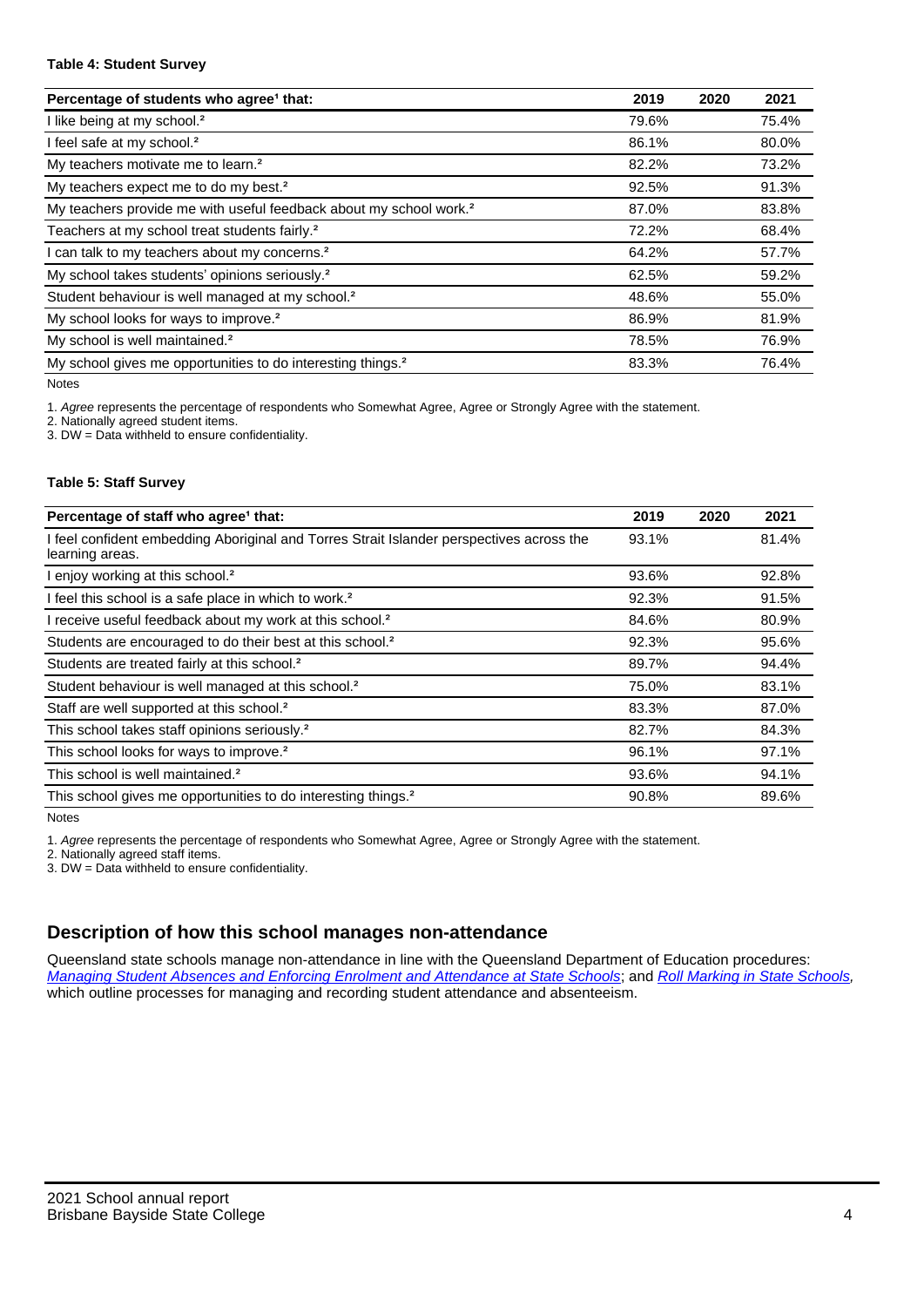**Table 4: Student Survey**

| Percentage of students who agree[1] that: | 2019 | 2020 | 2021 |
|---|---|---|---|
| I like being at my school.[2] | 79.6% | | 75.4% |
| I feel safe at my school.[2] | 86.1% | | 80.0% |
| My teachers motivate me to learn.[2] | 82.2% | | 73.2% |
| My teachers expect me to do my best.[2] | 92.5% | | 91.3% |
| My teachers provide me with useful feedback about my school work.[2] | 87.0% | | 83.8% |
| Teachers at my school treat students fairly.[2] | 72.2% | | 68.4% |
| I can talk to my teachers about my concerns.[2] | 64.2% | | 57.7% |
| My school takes students' opinions seriously.[2] | 62.5% | | 59.2% |
| Student behaviour is well managed at my school.[2] | 48.6% | | 55.0% |
| My school looks for ways to improve.[2] | 86.9% | | 81.9% |
| My school is well maintained.[2] | 78.5% | | 76.9% |
| My school gives me opportunities to do interesting things.[2] | 83.3% | | 76.4% |

Notes

1. *Agree* represents the percentage of respondents who Somewhat Agree, Agree or Strongly Agree with the statement.
2. Nationally agreed student items.
3. DW = Data withheld to ensure confidentiality.

**Table 5: Staff Survey**

| Percentage of staff who agree[1] that: | 2019 | 2020 | 2021 |
|---|---|---|---|
| I feel confident embedding Aboriginal and Torres Strait Islander perspectives across the learning areas. | 93.1% | | 81.4% |
| I enjoy working at this school.[2] | 93.6% | | 92.8% |
| I feel this school is a safe place in which to work.[2] | 92.3% | | 91.5% |
| I receive useful feedback about my work at this school.[2] | 84.6% | | 80.9% |
| Students are encouraged to do their best at this school.[2] | 92.3% | | 95.6% |
| Students are treated fairly at this school.[2] | 89.7% | | 94.4% |
| Student behaviour is well managed at this school.[2] | 75.0% | | 83.1% |
| Staff are well supported at this school.[2] | 83.3% | | 87.0% |
| This school takes staff opinions seriously.[2] | 82.7% | | 84.3% |
| This school looks for ways to improve.[2] | 96.1% | | 97.1% |
| This school is well maintained.[2] | 93.6% | | 94.1% |
| This school gives me opportunities to do interesting things.[2] | 90.8% | | 89.6% |

Notes

1. *Agree* represents the percentage of respondents who Somewhat Agree, Agree or Strongly Agree with the statement.
2. Nationally agreed staff items.
3. DW = Data withheld to ensure confidentiality.

## Description of how this school manages non-attendance

Queensland state schools manage non-attendance in line with the Queensland Department of Education procedures: *Managing Student Absences and Enforcing Enrolment and Attendance at State Schools*; and *Roll Marking in State Schools*, which outline processes for managing and recording student attendance and absenteeism.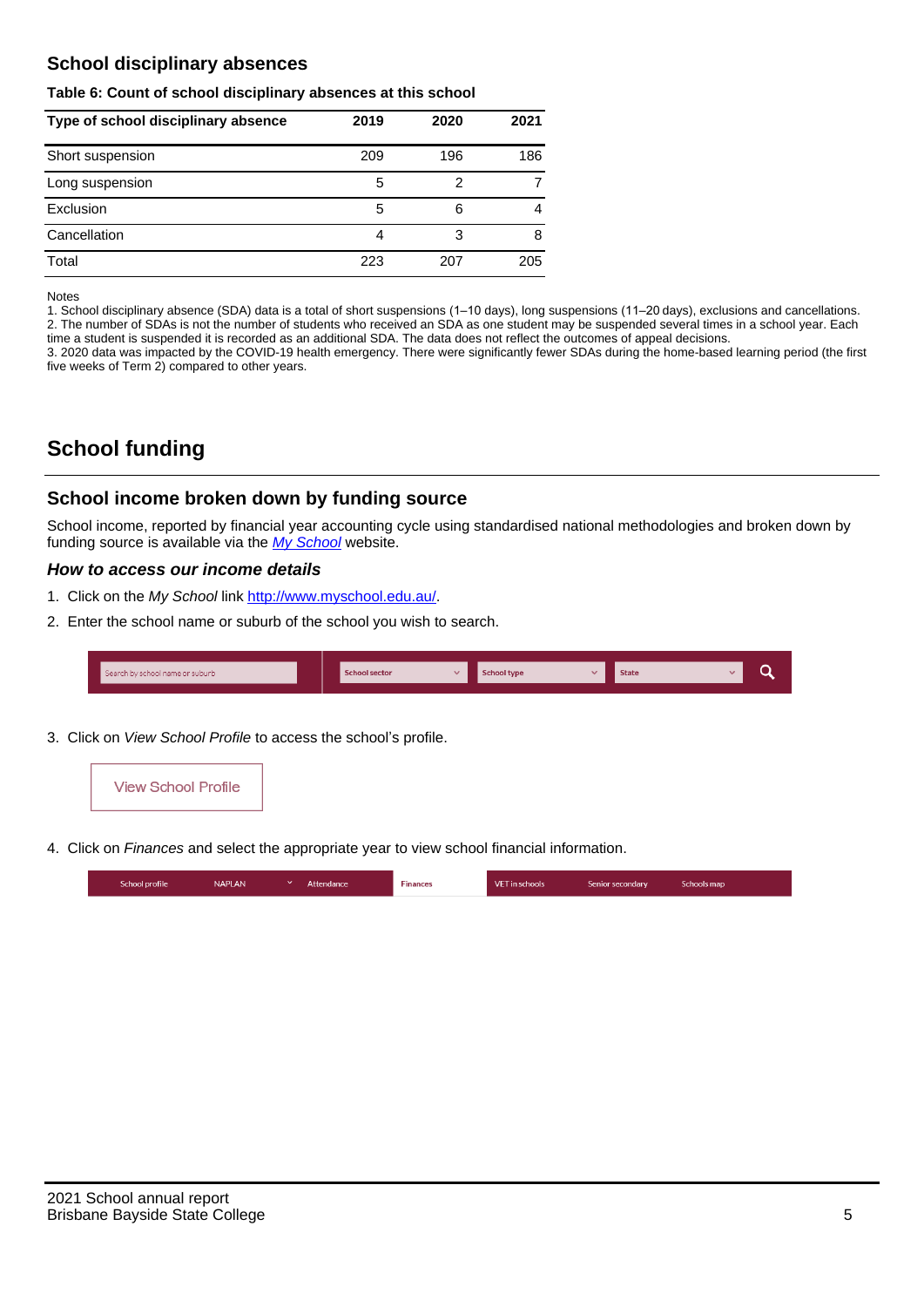## School disciplinary absences

**Table 6: Count of school disciplinary absences at this school**

| Type of school disciplinary absence | 2019 | 2020 | 2021 |
|---|---|---|---|
| Short suspension | 209 | 196 | 186 |
| Long suspension | 5 | 2 | 7 |
| Exclusion | 5 | 6 | 4 |
| Cancellation | 4 | 3 | 8 |
| Total | 223 | 207 | 205 |

Notes
1. School disciplinary absence (SDA) data is a total of short suspensions (1–10 days), long suspensions (11–20 days), exclusions and cancellations.
2. The number of SDAs is not the number of students who received an SDA as one student may be suspended several times in a school year. Each time a student is suspended it is recorded as an additional SDA. The data does not reflect the outcomes of appeal decisions.
3. 2020 data was impacted by the COVID-19 health emergency. There were significantly fewer SDAs during the home-based learning period (the first five weeks of Term 2) compared to other years.

# School funding

## School income broken down by funding source

School income, reported by financial year accounting cycle using standardised national methodologies and broken down by funding source is available via the *My School* website.

### *How to access our income details*

1. Click on the *My School* link http://www.myschool.edu.au/.
2. Enter the school name or suburb of the school you wish to search.

Search by school name or suburb | School sector | School type | State

3. Click on *View School Profile* to access the school's profile.

View School Profile

4. Click on *Finances* and select the appropriate year to view school financial information.

School profile | NAPLAN | Attendance | Finances | VET in schools | Senior secondary | Schools map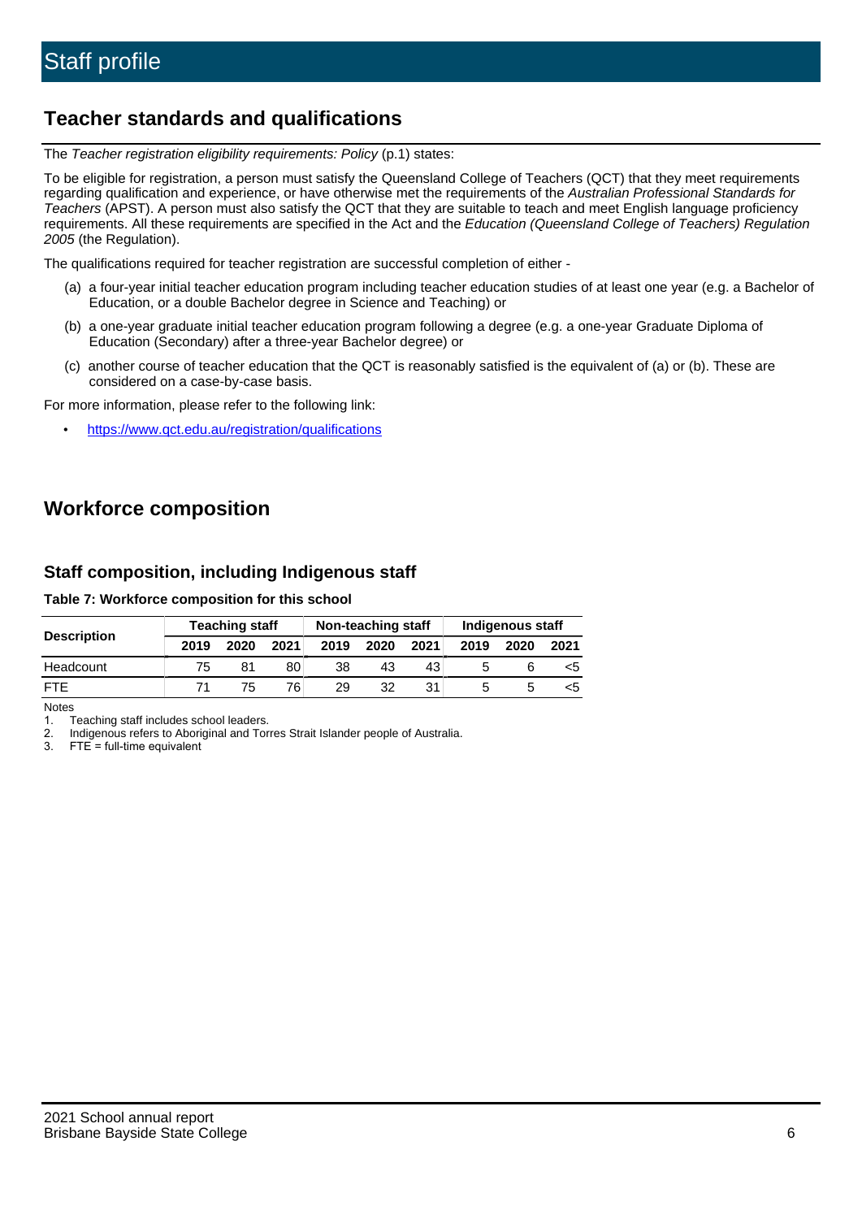# Staff profile

## Teacher standards and qualifications

The *Teacher registration eligibility requirements: Policy* (p.1) states:

To be eligible for registration, a person must satisfy the Queensland College of Teachers (QCT) that they meet requirements regarding qualification and experience, or have otherwise met the requirements of the *Australian Professional Standards for Teachers* (APST). A person must also satisfy the QCT that they are suitable to teach and meet English language proficiency requirements. All these requirements are specified in the Act and the *Education (Queensland College of Teachers) Regulation 2005* (the Regulation).

The qualifications required for teacher registration are successful completion of either -

(a) a four-year initial teacher education program including teacher education studies of at least one year (e.g. a Bachelor of Education, or a double Bachelor degree in Science and Teaching) or

(b) a one-year graduate initial teacher education program following a degree (e.g. a one-year Graduate Diploma of Education (Secondary) after a three-year Bachelor degree) or

(c) another course of teacher education that the QCT is reasonably satisfied is the equivalent of (a) or (b). These are considered on a case-by-case basis.

For more information, please refer to the following link:

- https://www.qct.edu.au/registration/qualifications

## Workforce composition

### Staff composition, including Indigenous staff

**Table 7: Workforce composition for this school**

| Description | Teaching staff | | | Non-teaching staff | | | Indigenous staff | | |
|---|---|---|---|---|---|---|---|---|---|
| | 2019 | 2020 | 2021 | 2019 | 2020 | 2021 | 2019 | 2020 | 2021 |
| Headcount | 75 | 81 | 80 | 38 | 43 | 43 | 5 | 6 | <5 |
| FTE | 71 | 75 | 76 | 29 | 32 | 31 | 5 | 5 | <5 |

Notes

1. Teaching staff includes school leaders.
2. Indigenous refers to Aboriginal and Torres Strait Islander people of Australia.
3. FTE = full-time equivalent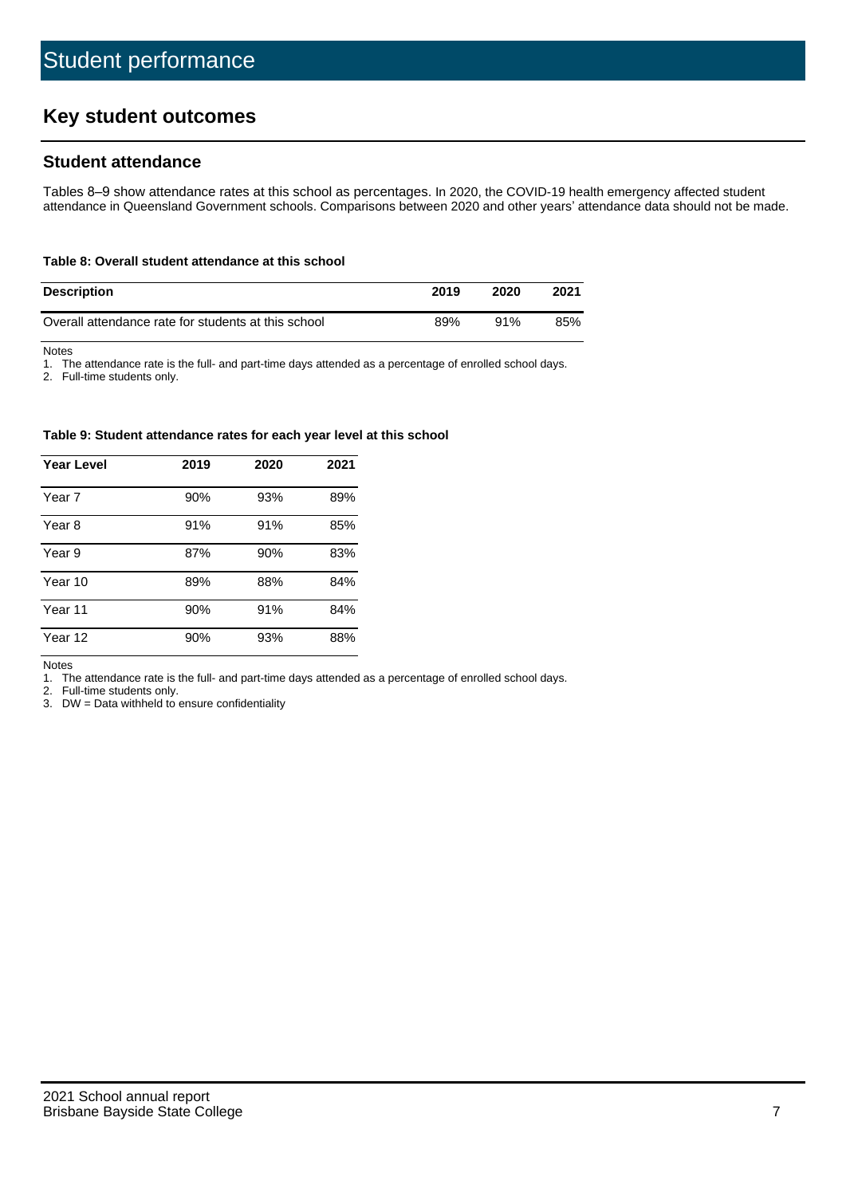# Student performance

## Key student outcomes

### Student attendance

Tables 8–9 show attendance rates at this school as percentages. In 2020, the COVID-19 health emergency affected student attendance in Queensland Government schools. Comparisons between 2020 and other years' attendance data should not be made.

**Table 8: Overall student attendance at this school**

| Description | 2019 | 2020 | 2021 |
|---|---|---|---|
| Overall attendance rate for students at this school | 89% | 91% | 85% |

Notes

1. The attendance rate is the full- and part-time days attended as a percentage of enrolled school days.
2. Full-time students only.

**Table 9: Student attendance rates for each year level at this school**

| Year Level | 2019 | 2020 | 2021 |
|---|---|---|---|
| Year 7 | 90% | 93% | 89% |
| Year 8 | 91% | 91% | 85% |
| Year 9 | 87% | 90% | 83% |
| Year 10 | 89% | 88% | 84% |
| Year 11 | 90% | 91% | 84% |
| Year 12 | 90% | 93% | 88% |

Notes

1. The attendance rate is the full- and part-time days attended as a percentage of enrolled school days.
2. Full-time students only.
3. DW = Data withheld to ensure confidentiality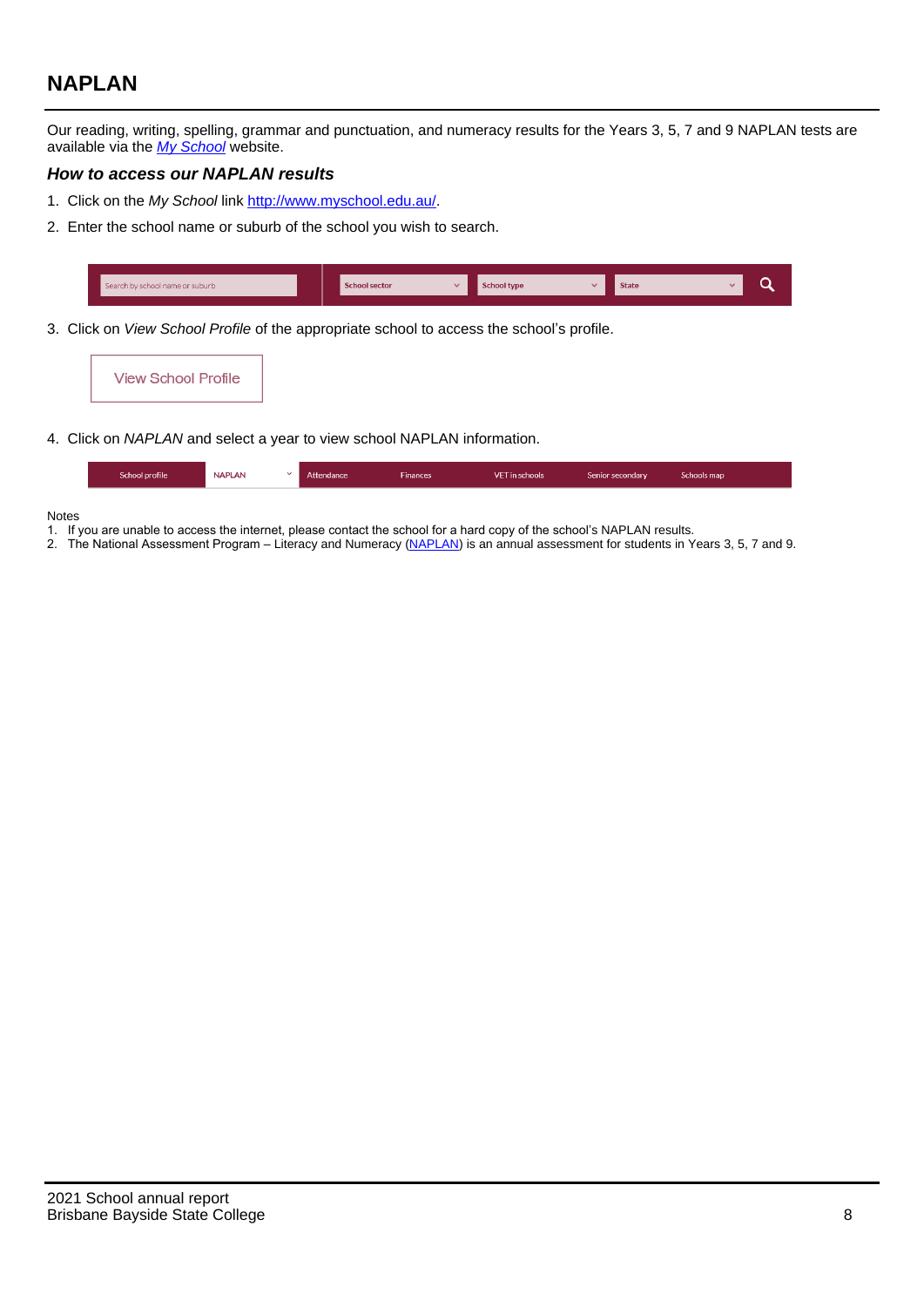## NAPLAN

Our reading, writing, spelling, grammar and punctuation, and numeracy results for the Years 3, 5, 7 and 9 NAPLAN tests are available via the *[My School](http://www.myschool.edu.au/)* website.

### *How to access our NAPLAN results*

1. Click on the *My School* link [http://www.myschool.edu.au/](http://www.myschool.edu.au/).
2. Enter the school name or suburb of the school you wish to search.

   Search by school name or suburb | School sector | School type | State

3. Click on *View School Profile* of the appropriate school to access the school's profile.

   View School Profile

4. Click on *NAPLAN* and select a year to view school NAPLAN information.

   School profile | NAPLAN | Attendance | Finances | VET in schools | Senior secondary | Schools map

Notes

1. If you are unable to access the internet, please contact the school for a hard copy of the school's NAPLAN results.
2. The National Assessment Program – Literacy and Numeracy ([NAPLAN](https://www.nap.edu.au/)) is an annual assessment for students in Years 3, 5, 7 and 9.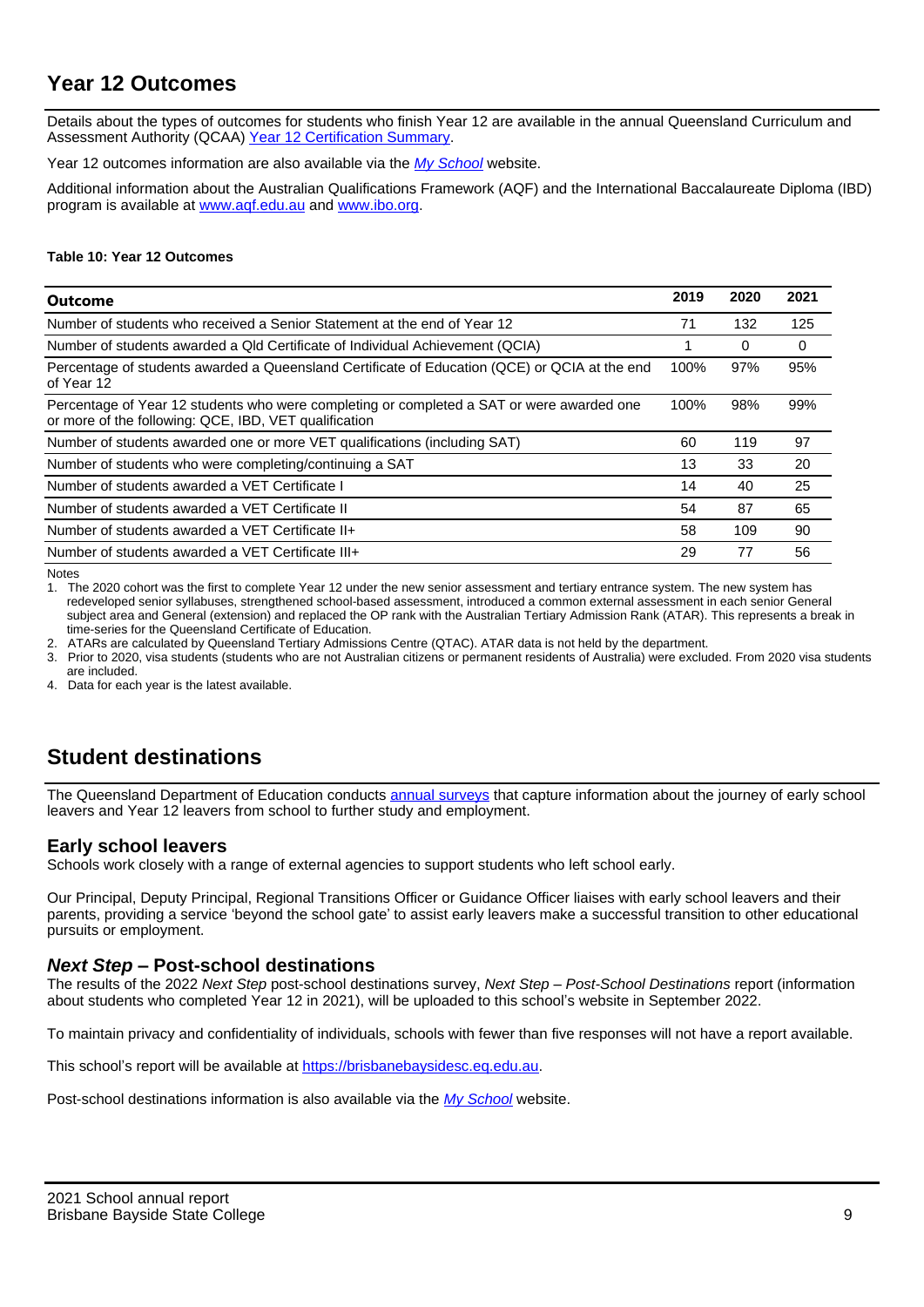## Year 12 Outcomes

Details about the types of outcomes for students who finish Year 12 are available in the annual Queensland Curriculum and Assessment Authority (QCAA) Year 12 Certification Summary.

Year 12 outcomes information are also available via the *My School* website.

Additional information about the Australian Qualifications Framework (AQF) and the International Baccalaureate Diploma (IBD) program is available at www.aqf.edu.au and www.ibo.org.

**Table 10: Year 12 Outcomes**

| Outcome | 2019 | 2020 | 2021 |
|---|---|---|---|
| Number of students who received a Senior Statement at the end of Year 12 | 71 | 132 | 125 |
| Number of students awarded a Qld Certificate of Individual Achievement (QCIA) | 1 | 0 | 0 |
| Percentage of students awarded a Queensland Certificate of Education (QCE) or QCIA at the end of Year 12 | 100% | 97% | 95% |
| Percentage of Year 12 students who were completing or completed a SAT or were awarded one or more of the following: QCE, IBD, VET qualification | 100% | 98% | 99% |
| Number of students awarded one or more VET qualifications (including SAT) | 60 | 119 | 97 |
| Number of students who were completing/continuing a SAT | 13 | 33 | 20 |
| Number of students awarded a VET Certificate I | 14 | 40 | 25 |
| Number of students awarded a VET Certificate II | 54 | 87 | 65 |
| Number of students awarded a VET Certificate II+ | 58 | 109 | 90 |
| Number of students awarded a VET Certificate III+ | 29 | 77 | 56 |

Notes

1. The 2020 cohort was the first to complete Year 12 under the new senior assessment and tertiary entrance system. The new system has redeveloped senior syllabuses, strengthened school-based assessment, introduced a common external assessment in each senior General subject area and General (extension) and replaced the OP rank with the Australian Tertiary Admission Rank (ATAR). This represents a break in time-series for the Queensland Certificate of Education.
2. ATARs are calculated by Queensland Tertiary Admissions Centre (QTAC). ATAR data is not held by the department.
3. Prior to 2020, visa students (students who are not Australian citizens or permanent residents of Australia) were excluded. From 2020 visa students are included.
4. Data for each year is the latest available.

## Student destinations

The Queensland Department of Education conducts annual surveys that capture information about the journey of early school leavers and Year 12 leavers from school to further study and employment.

### Early school leavers

Schools work closely with a range of external agencies to support students who left school early.

Our Principal, Deputy Principal, Regional Transitions Officer or Guidance Officer liaises with early school leavers and their parents, providing a service 'beyond the school gate' to assist early leavers make a successful transition to other educational pursuits or employment.

### *Next Step* – Post-school destinations

The results of the 2022 *Next Step* post-school destinations survey, *Next Step – Post-School Destinations* report (information about students who completed Year 12 in 2021), will be uploaded to this school's website in September 2022.

To maintain privacy and confidentiality of individuals, schools with fewer than five responses will not have a report available.

This school's report will be available at https://brisbanebaysidesc.eq.edu.au.

Post-school destinations information is also available via the *My School* website.